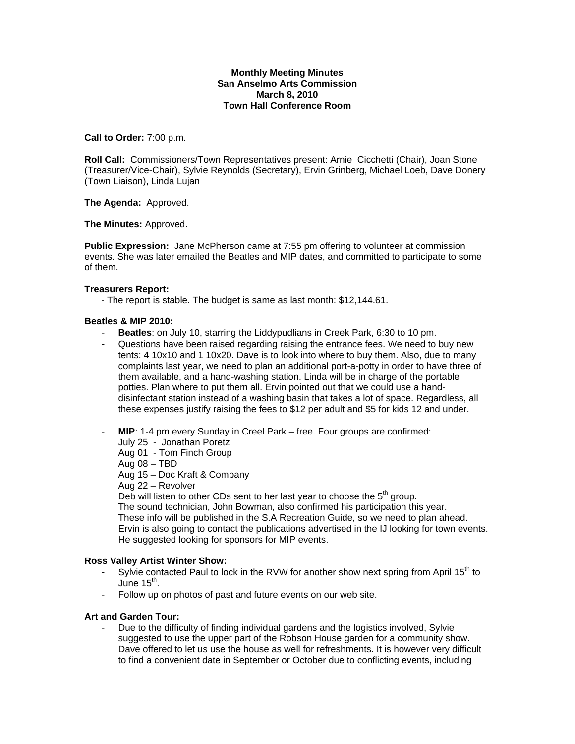**Monthly Meeting Minutes**
**San Anselmo Arts Commission**
**March 8, 2010**
**Town Hall Conference Room**

**Call to Order:** 7:00 p.m.

**Roll Call:** Commissioners/Town Representatives present: Arnie Cicchetti (Chair), Joan Stone (Treasurer/Vice-Chair), Sylvie Reynolds (Secretary), Ervin Grinberg, Michael Loeb, Dave Donery (Town Liaison), Linda Lujan

**The Agenda:** Approved.

**The Minutes:** Approved.

**Public Expression:** Jane McPherson came at 7:55 pm offering to volunteer at commission events. She was later emailed the Beatles and MIP dates, and committed to participate to some of them.

**Treasurers Report:**

- The report is stable. The budget is same as last month: $12,144.61.

**Beatles & MIP 2010:**

- **Beatles**: on July 10, starring the Liddypudlians in Creek Park, 6:30 to 10 pm.
- Questions have been raised regarding raising the entrance fees. We need to buy new tents: 4 10x10 and 1 10x20. Dave is to look into where to buy them. Also, due to many complaints last year, we need to plan an additional port-a-potty in order to have three of them available, and a hand-washing station. Linda will be in charge of the portable potties. Plan where to put them all. Ervin pointed out that we could use a hand-disinfectant station instead of a washing basin that takes a lot of space. Regardless, all these expenses justify raising the fees to $12 per adult and $5 for kids 12 and under.

- **MIP**: 1-4 pm every Sunday in Creel Park – free. Four groups are confirmed:
  July 25 - Jonathan Poretz
  Aug 01 - Tom Finch Group
  Aug 08 – TBD
  Aug 15 – Doc Kraft & Company
  Aug 22 – Revolver
  Deb will listen to other CDs sent to her last year to choose the 5th group.
  The sound technician, John Bowman, also confirmed his participation this year.
  These info will be published in the S.A Recreation Guide, so we need to plan ahead.
  Ervin is also going to contact the publications advertised in the IJ looking for town events. He suggested looking for sponsors for MIP events.

**Ross Valley Artist Winter Show:**

- Sylvie contacted Paul to lock in the RVW for another show next spring from April 15th to June 15th.
- Follow up on photos of past and future events on our web site.

**Art and Garden Tour:**

- Due to the difficulty of finding individual gardens and the logistics involved, Sylvie suggested to use the upper part of the Robson House garden for a community show. Dave offered to let us use the house as well for refreshments. It is however very difficult to find a convenient date in September or October due to conflicting events, including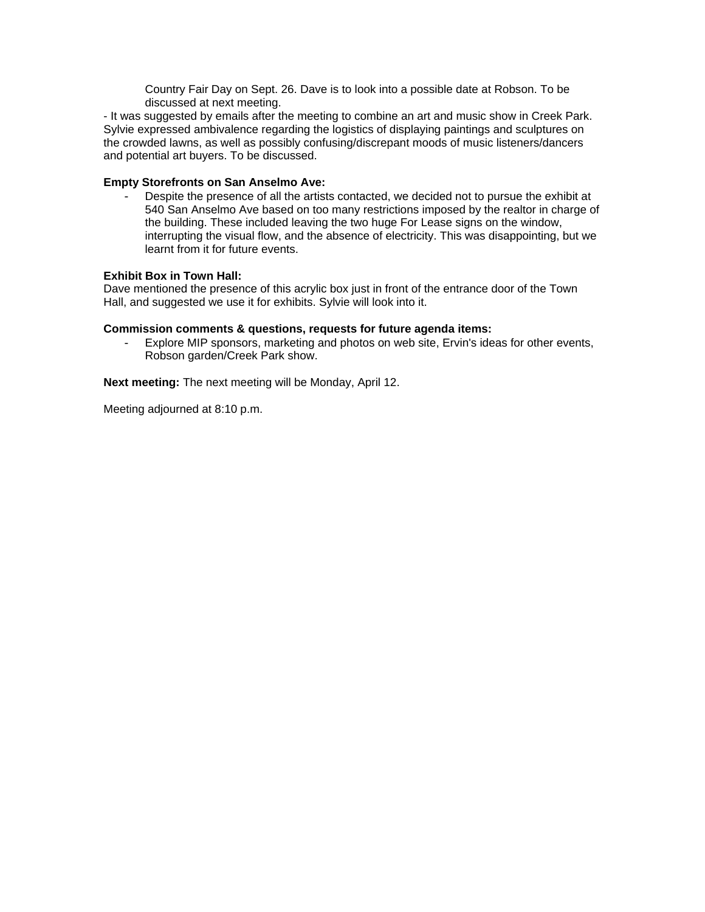Country Fair Day on Sept. 26. Dave is to look into a possible date at Robson. To be discussed at next meeting.

- It was suggested by emails after the meeting to combine an art and music show in Creek Park. Sylvie expressed ambivalence regarding the logistics of displaying paintings and sculptures on the crowded lawns, as well as possibly confusing/discrepant moods of music listeners/dancers and potential art buyers. To be discussed.

**Empty Storefronts on San Anselmo Ave:**

- Despite the presence of all the artists contacted, we decided not to pursue the exhibit at 540 San Anselmo Ave based on too many restrictions imposed by the realtor in charge of the building. These included leaving the two huge For Lease signs on the window, interrupting the visual flow, and the absence of electricity. This was disappointing, but we learnt from it for future events.

**Exhibit Box in Town Hall:**

Dave mentioned the presence of this acrylic box just in front of the entrance door of the Town Hall, and suggested we use it for exhibits. Sylvie will look into it.

**Commission comments & questions, requests for future agenda items:**

- Explore MIP sponsors, marketing and photos on web site, Ervin's ideas for other events, Robson garden/Creek Park show.

**Next meeting:** The next meeting will be Monday, April 12.

Meeting adjourned at 8:10 p.m.